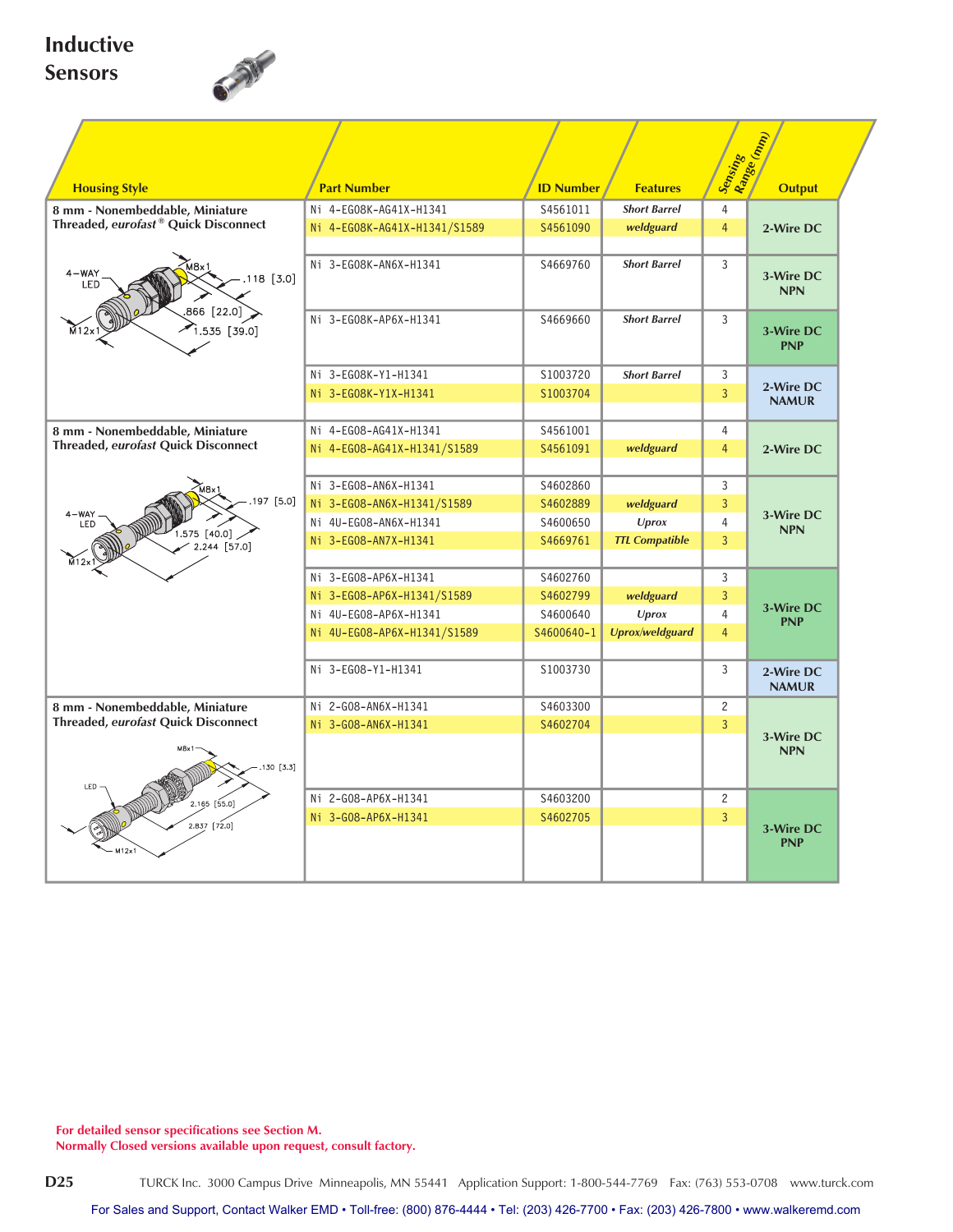# Inductive Sensors

| Housing Style | Part Number | ID Number | Features | Sensing Range (mm) | Output |
|---|---|---|---|---|---|
| 8 mm - Nonembeddable, Miniature Threaded, *eurofast*® Quick Disconnect | Ni 4-EG08K-AG41X-H1341 | S4561011 | *Short Barrel* | 4 | 2-Wire DC |
| | Ni 4-EG08K-AG41X-H1341/S1589 | S4561090 | *weldguard* | 4 | 2-Wire DC |
| 4-WAY LED; M8x1; .118 [3.0]; .866 [22.0]; M12x1; 1.535 [39.0] | Ni 3-EG08K-AN6X-H1341 | S4669760 | *Short Barrel* | 3 | 3-Wire DC NPN |
| | Ni 3-EG08K-AP6X-H1341 | S4669660 | *Short Barrel* | 3 | 3-Wire DC PNP |
| | Ni 3-EG08K-Y1-H1341 | S1003720 | *Short Barrel* | 3 | 2-Wire DC NAMUR |
| | Ni 3-EG08K-Y1X-H1341 | S1003704 | | 3 | 2-Wire DC NAMUR |
| 8 mm - Nonembeddable, Miniature Threaded, *eurofast* Quick Disconnect | Ni 4-EG08-AG41X-H1341 | S4561001 | | 4 | 2-Wire DC |
| | Ni 4-EG08-AG41X-H1341/S1589 | S4561091 | *weldguard* | 4 | 2-Wire DC |
| 4-WAY LED; M8x1; .197 [5.0]; 1.575 [40.0]; 2.244 [57.0]; M12x1 | Ni 3-EG08-AN6X-H1341 | S4602860 | | 3 | 3-Wire DC NPN |
| | Ni 3-EG08-AN6X-H1341/S1589 | S4602889 | *weldguard* | 3 | 3-Wire DC NPN |
| | Ni 4U-EG08-AN6X-H1341 | S4600650 | *Uprox* | 4 | 3-Wire DC NPN |
| | Ni 3-EG08-AN7X-H1341 | S4669761 | *TTL Compatible* | 3 | 3-Wire DC NPN |
| | Ni 3-EG08-AP6X-H1341 | S4602760 | | 3 | 3-Wire DC PNP |
| | Ni 3-EG08-AP6X-H1341/S1589 | S4602799 | *weldguard* | 3 | 3-Wire DC PNP |
| | Ni 4U-EG08-AP6X-H1341 | S4600640 | *Uprox* | 4 | 3-Wire DC PNP |
| | Ni 4U-EG08-AP6X-H1341/S1589 | S4600640-1 | *Uprox/weldguard* | 4 | 3-Wire DC PNP |
| | Ni 3-EG08-Y1-H1341 | S1003730 | | 3 | 2-Wire DC NAMUR |
| 8 mm - Nonembeddable, Miniature Threaded, *eurofast* Quick Disconnect | Ni 2-G08-AN6X-H1341 | S4603300 | | 2 | 3-Wire DC NPN |
| M8x1; .130 [3.3]; LED; 2.165 [55.0]; 2.837 [72.0]; M12x1 | Ni 3-G08-AN6X-H1341 | S4602704 | | 3 | 3-Wire DC NPN |
| | Ni 2-G08-AP6X-H1341 | S4603200 | | 2 | 3-Wire DC PNP |
| | Ni 3-G08-AP6X-H1341 | S4602705 | | 3 | 3-Wire DC PNP |

For detailed sensor specifications see Section M.
Normally Closed versions available upon request, consult factory.

TURCK Inc. 3000 Campus Drive Minneapolis, MN 55441 Application Support: 1-800-544-7769 Fax: (763) 553-0708 www.turck.com

For Sales and Support, Contact Walker EMD • Toll-free: (800) 876-4444 • Tel: (203) 426-7700 • Fax: (203) 426-7800 • www.walkeremd.com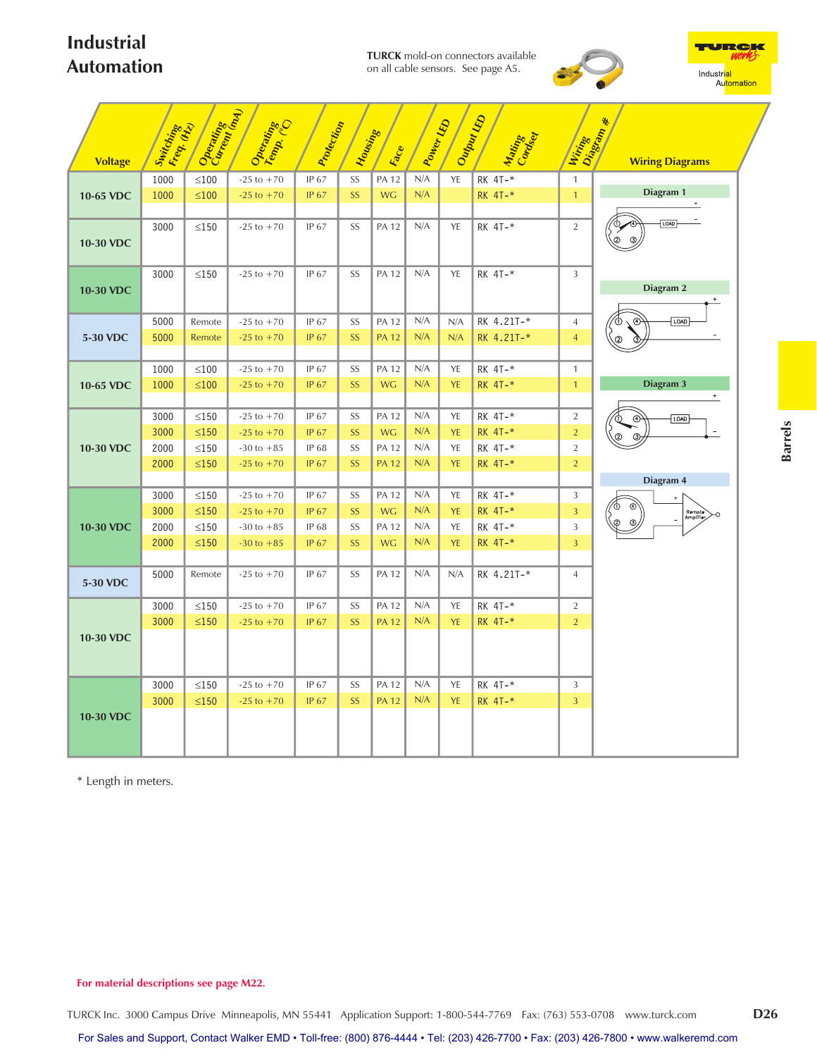# Industrial Automation

**TURCK** mold-on connectors available on all cable sensors. See page A5.

| Voltage | Switching Freq. (Hz) | Operating Current (mA) | Operating Temp. (°C) | Protection | Housing | Face | Power LED | Output LED | Mating Cordset | Wiring Diagram # |
|---|---|---|---|---|---|---|---|---|---|---|
| 10-65 VDC | 1000 | ≤100 | -25 to +70 | IP 67 | SS | PA 12 | N/A | YE | RK 4T-* | 1 |
| | 1000 | ≤100 | -25 to +70 | IP 67 | SS | WG | N/A | | RK 4T-* | 1 |
| 10-30 VDC | 3000 | ≤150 | -25 to +70 | IP 67 | SS | PA 12 | N/A | YE | RK 4T-* | 2 |
| 10-30 VDC | 3000 | ≤150 | -25 to +70 | IP 67 | SS | PA 12 | N/A | YE | RK 4T-* | 3 |
| 5-30 VDC | 5000 | Remote | -25 to +70 | IP 67 | SS | PA 12 | N/A | N/A | RK 4.21T-* | 4 |
| | 5000 | Remote | -25 to +70 | IP 67 | SS | PA 12 | N/A | N/A | RK 4.21T-* | 4 |
| 10-65 VDC | 1000 | ≤100 | -25 to +70 | IP 67 | SS | PA 12 | N/A | YE | RK 4T-* | 1 |
| | 1000 | ≤100 | -25 to +70 | IP 67 | SS | WG | N/A | YE | RK 4T-* | 1 |
| 10-30 VDC | 3000 | ≤150 | -25 to +70 | IP 67 | SS | PA 12 | N/A | YE | RK 4T-* | 2 |
| | 3000 | ≤150 | -25 to +70 | IP 67 | SS | WG | N/A | YE | RK 4T-* | 2 |
| | 2000 | ≤150 | -30 to +85 | IP 68 | SS | PA 12 | N/A | YE | RK 4T-* | 2 |
| | 2000 | ≤150 | -25 to +70 | IP 67 | SS | PA 12 | N/A | YE | RK 4T-* | 2 |
| 10-30 VDC | 3000 | ≤150 | -25 to +70 | IP 67 | SS | PA 12 | N/A | YE | RK 4T-* | 3 |
| | 3000 | ≤150 | -25 to +70 | IP 67 | SS | WG | N/A | YE | RK 4T-* | 3 |
| | 2000 | ≤150 | -30 to +85 | IP 68 | SS | PA 12 | N/A | YE | RK 4T-* | 3 |
| | 2000 | ≤150 | -30 to +85 | IP 67 | SS | WG | N/A | YE | RK 4T-* | 3 |
| 5-30 VDC | 5000 | Remote | -25 to +70 | IP 67 | SS | PA 12 | N/A | N/A | RK 4.21T-* | 4 |
| 10-30 VDC | 3000 | ≤150 | -25 to +70 | IP 67 | SS | PA 12 | N/A | YE | RK 4T-* | 2 |
| | 3000 | ≤150 | -25 to +70 | IP 67 | SS | PA 12 | N/A | YE | RK 4T-* | 2 |
| 10-30 VDC | 3000 | ≤150 | -25 to +70 | IP 67 | SS | PA 12 | N/A | YE | RK 4T-* | 3 |
| | 3000 | ≤150 | -25 to +70 | IP 67 | SS | PA 12 | N/A | YE | RK 4T-* | 3 |

## Wiring Diagrams

Diagram 1

+
LOAD
–

Diagram 2

+
LOAD
–

Diagram 3

+
LOAD
–

Diagram 4

+
–
Remote Amplifier

\* Length in meters.

Barrels

**For material descriptions see page M22.**

TURCK Inc. 3000 Campus Drive Minneapolis, MN 55441 Application Support: 1-800-544-7769 Fax: (763) 553-0708 www.turck.com

For Sales and Support, Contact Walker EMD • Toll-free: (800) 876-4444 • Tel: (203) 426-7700 • Fax: (203) 426-7800 • www.walkeremd.com